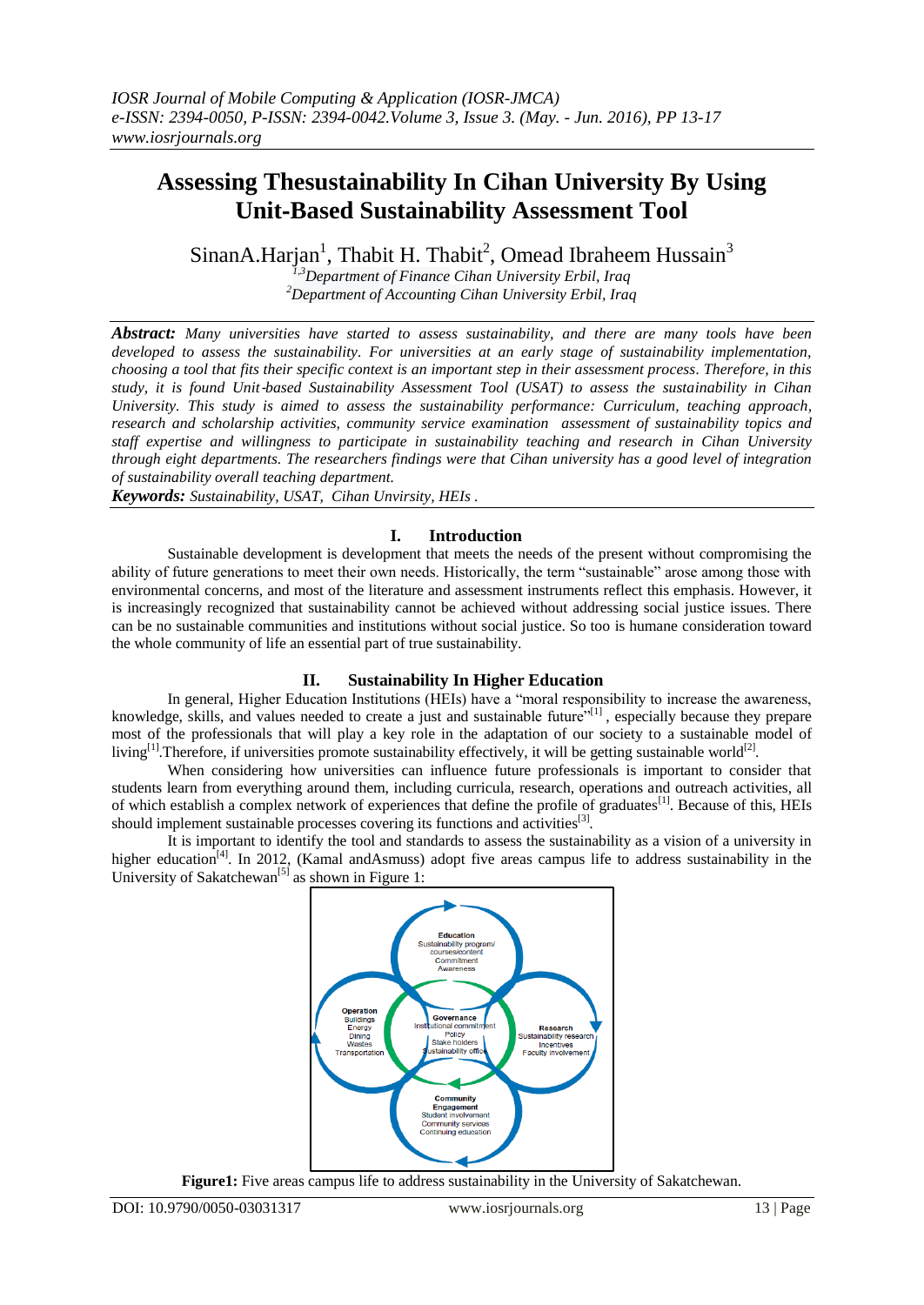# Assessing Thesustainability In Cihan University By Using Unit-Based Sustainability Assessment Tool

SinanA.Harjan[1], Thabit H. Thabit[2], Omead Ibraheem Hussain[3]

[1,3]*Department of Finance Cihan University Erbil, Iraq*
[2]*Department of Accounting Cihan University Erbil, Iraq*

***Abstract:*** *Many universities have started to assess sustainability, and there are many tools have been developed to assess the sustainability. For universities at an early stage of sustainability implementation, choosing a tool that fits their specific context is an important step in their assessment process. Therefore, in this study, it is found Unit-based Sustainability Assessment Tool (USAT) to assess the sustainability in Cihan University. This study is aimed to assess the sustainability performance: Curriculum, teaching approach, research and scholarship activities, community service examination assessment of sustainability topics and staff expertise and willingness to participate in sustainability teaching and research in Cihan University through eight departments. The researchers findings were that Cihan university has a good level of integration of sustainability overall teaching department.*

***Keywords:*** *Sustainability, USAT, Cihan Unvirsity, HEIs .*

## I. Introduction

Sustainable development is development that meets the needs of the present without compromising the ability of future generations to meet their own needs. Historically, the term "sustainable" arose among those with environmental concerns, and most of the literature and assessment instruments reflect this emphasis. However, it is increasingly recognized that sustainability cannot be achieved without addressing social justice issues. There can be no sustainable communities and institutions without social justice. So too is humane consideration toward the whole community of life an essential part of true sustainability.

## II. Sustainability In Higher Education

In general, Higher Education Institutions (HEIs) have a "moral responsibility to increase the awareness, knowledge, skills, and values needed to create a just and sustainable future"[1] , especially because they prepare most of the professionals that will play a key role in the adaptation of our society to a sustainable model of living[1].Therefore, if universities promote sustainability effectively, it will be getting sustainable world[2].

When considering how universities can influence future professionals is important to consider that students learn from everything around them, including curricula, research, operations and outreach activities, all of which establish a complex network of experiences that define the profile of graduates[1]. Because of this, HEIs should implement sustainable processes covering its functions and activities[3].

It is important to identify the tool and standards to assess the sustainability as a vision of a university in higher education[4]. In 2012, (Kamal andAsmuss) adopt five areas campus life to address sustainability in the University of Sakatchewan[5] as shown in Figure 1:

**Figure1:** Five areas campus life to address sustainability in the University of Sakatchewan.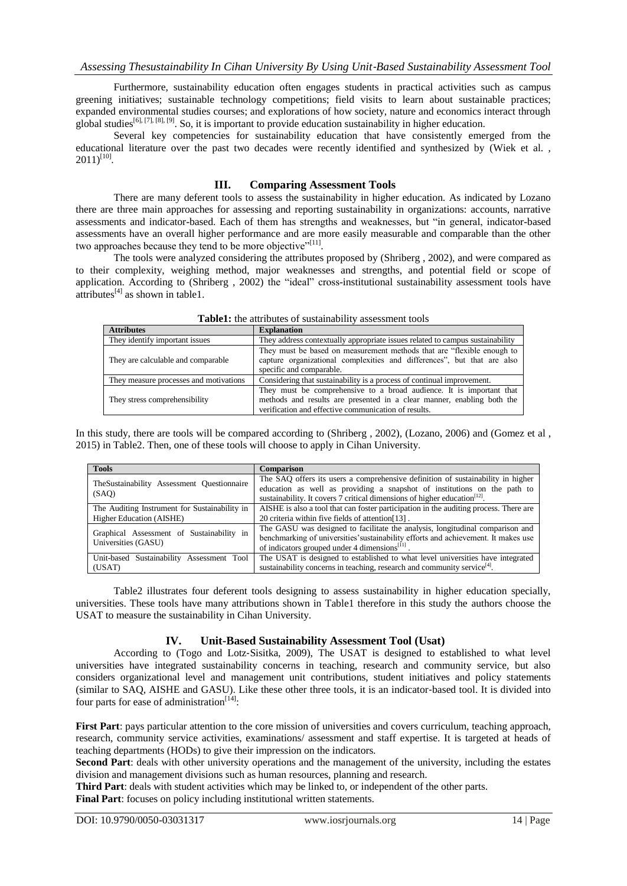Furthermore, sustainability education often engages students in practical activities such as campus greening initiatives; sustainable technology competitions; field visits to learn about sustainable practices; expanded environmental studies courses; and explorations of how society, nature and economics interact through global studies[6], [7], [8], [9]. So, it is important to provide education sustainability in higher education.

Several key competencies for sustainability education that have consistently emerged from the educational literature over the past two decades were recently identified and synthesized by (Wiek et al. , 2011)[10].

## III. Comparing Assessment Tools

There are many deferent tools to assess the sustainability in higher education. As indicated by Lozano there are three main approaches for assessing and reporting sustainability in organizations: accounts, narrative assessments and indicator-based. Each of them has strengths and weaknesses, but "in general, indicator-based assessments have an overall higher performance and are more easily measurable and comparable than the other two approaches because they tend to be more objective"[11].

The tools were analyzed considering the attributes proposed by (Shriberg , 2002), and were compared as to their complexity, weighing method, major weaknesses and strengths, and potential field or scope of application. According to (Shriberg , 2002) the "ideal" cross-institutional sustainability assessment tools have attributes[4] as shown in table1.

**Table1:** the attributes of sustainability assessment tools

| Attributes | Explanation |
|---|---|
| They identify important issues | They address contextually appropriate issues related to campus sustainability |
| They are calculable and comparable | They must be based on measurement methods that are "flexible enough to capture organizational complexities and differences", but that are also specific and comparable. |
| They measure processes and motivations | Considering that sustainability is a process of continual improvement. |
| They stress comprehensibility | They must be comprehensive to a broad audience. It is important that methods and results are presented in a clear manner, enabling both the verification and effective communication of results. |

In this study, there are tools will be compared according to (Shriberg , 2002), (Lozano, 2006) and (Gomez et al , 2015) in Table2. Then, one of these tools will choose to apply in Cihan University.

| Tools | Comparison |
|---|---|
| TheSustainability Assessment Questionnaire (SAQ) | The SAQ offers its users a comprehensive definition of sustainability in higher education as well as providing a snapshot of institutions on the path to sustainability. It covers 7 critical dimensions of higher education[12]. |
| The Auditing Instrument for Sustainability in Higher Education (AISHE) | AISHE is also a tool that can foster participation in the auditing process. There are 20 criteria within five fields of attention[13] . |
| Graphical Assessment of Sustainability in Universities (GASU) | The GASU was designed to facilitate the analysis, longitudinal comparison and benchmarking of universities'sustainability efforts and achievement. It makes use of indicators grouped under 4 dimensions[11] . |
| Unit-based Sustainability Assessment Tool (USAT) | The USAT is designed to established to what level universities have integrated sustainability concerns in teaching, research and community service[4]. |

Table2 illustrates four deferent tools designing to assess sustainability in higher education specially, universities. These tools have many attributions shown in Table1 therefore in this study the authors choose the USAT to measure the sustainability in Cihan University.

## IV. Unit-Based Sustainability Assessment Tool (Usat)

According to (Togo and Lotz-Sisitka, 2009), The USAT is designed to established to what level universities have integrated sustainability concerns in teaching, research and community service, but also considers organizational level and management unit contributions, student initiatives and policy statements (similar to SAQ, AISHE and GASU). Like these other three tools, it is an indicator-based tool. It is divided into four parts for ease of administration[14]:

**First Part**: pays particular attention to the core mission of universities and covers curriculum, teaching approach, research, community service activities, examinations/ assessment and staff expertise. It is targeted at heads of teaching departments (HODs) to give their impression on the indicators.

**Second Part**: deals with other university operations and the management of the university, including the estates division and management divisions such as human resources, planning and research.

**Third Part**: deals with student activities which may be linked to, or independent of the other parts.

**Final Part**: focuses on policy including institutional written statements.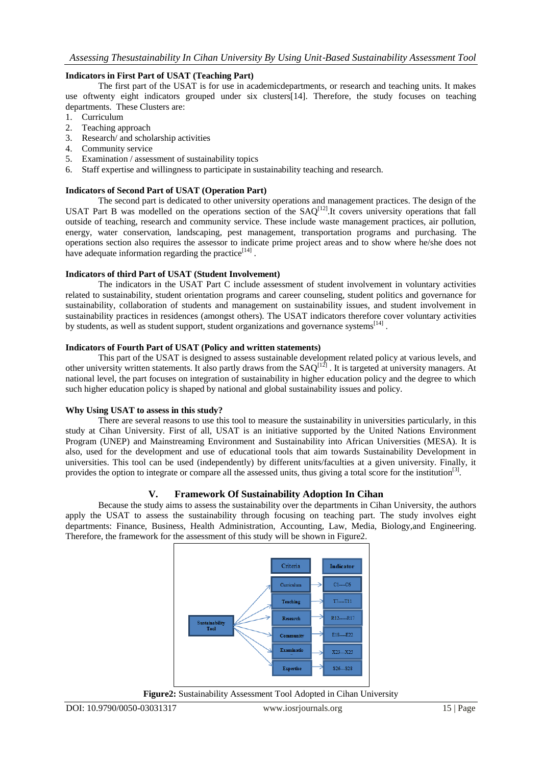#### Indicators in First Part of USAT (Teaching Part)

The first part of the USAT is for use in academicdepartments, or research and teaching units. It makes use oftwenty eight indicators grouped under six clusters[14]. Therefore, the study focuses on teaching departments. These Clusters are:

1. Curriculum
2. Teaching approach
3. Research/ and scholarship activities
4. Community service
5. Examination / assessment of sustainability topics
6. Staff expertise and willingness to participate in sustainability teaching and research.

#### Indicators of Second Part of USAT (Operation Part)

The second part is dedicated to other university operations and management practices. The design of the USAT Part B was modelled on the operations section of the SAQ[12].It covers university operations that fall outside of teaching, research and community service. These include waste management practices, air pollution, energy, water conservation, landscaping, pest management, transportation programs and purchasing. The operations section also requires the assessor to indicate prime project areas and to show where he/she does not have adequate information regarding the practice[14] .

#### Indicators of third Part of USAT (Student Involvement)

The indicators in the USAT Part C include assessment of student involvement in voluntary activities related to sustainability, student orientation programs and career counseling, student politics and governance for sustainability, collaboration of students and management on sustainability issues, and student involvement in sustainability practices in residences (amongst others). The USAT indicators therefore cover voluntary activities by students, as well as student support, student organizations and governance systems[14] .

#### Indicators of Fourth Part of USAT (Policy and written statements)

This part of the USAT is designed to assess sustainable development related policy at various levels, and other university written statements. It also partly draws from the SAQ[12] . It is targeted at university managers. At national level, the part focuses on integration of sustainability in higher education policy and the degree to which such higher education policy is shaped by national and global sustainability issues and policy.

#### Why Using USAT to assess in this study?

There are several reasons to use this tool to measure the sustainability in universities particularly, in this study at Cihan University. First of all, USAT is an initiative supported by the United Nations Environment Program (UNEP) and Mainstreaming Environment and Sustainability into African Universities (MESA). It is also, used for the development and use of educational tools that aim towards Sustainability Development in universities. This tool can be used (independently) by different units/faculties at a given university. Finally, it provides the option to integrate or compare all the assessed units, thus giving a total score for the institution[3].

## V. Framework Of Sustainability Adoption In Cihan

Because the study aims to assess the sustainability over the departments in Cihan University, the authors apply the USAT to assess the sustainability through focusing on teaching part. The study involves eight departments: Finance, Business, Health Administration, Accounting, Law, Media, Biology,and Engineering. Therefore, the framework for the assessment of this study will be shown in Figure2.

| Criteria | Indicator |
|---|---|
| Curriculum | C1----C6 |
| Teaching | T7----T11 |
| Research | R12-----R17 |
| Community | E18----E22 |
| Examinatio | X23---X25 |
| Expertise | S26---S28 |

(Sustainability Tool → Criteria → Indicator)

**Figure2:** Sustainability Assessment Tool Adopted in Cihan University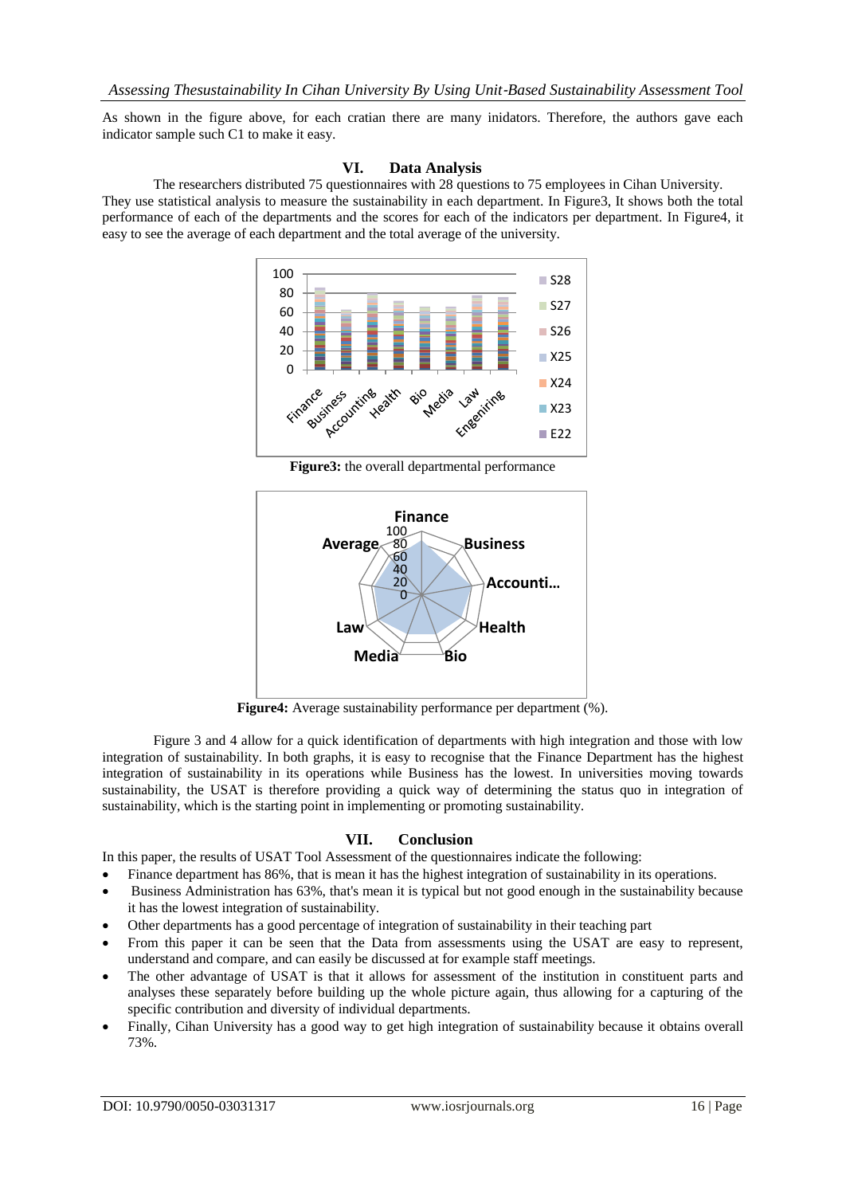As shown in the figure above, for each cratian there are many inidators. Therefore, the authors gave each indicator sample such C1 to make it easy.

## VI. Data Analysis

The researchers distributed 75 questionnaires with 28 questions to 75 employees in Cihan University. They use statistical analysis to measure the sustainability in each department. In Figure3, It shows both the total performance of each of the departments and the scores for each of the indicators per department. In Figure4, it easy to see the average of each department and the total average of the university.

**Figure3:** the overall departmental performance

**Figure4:** Average sustainability performance per department (%).

Figure 3 and 4 allow for a quick identification of departments with high integration and those with low integration of sustainability. In both graphs, it is easy to recognise that the Finance Department has the highest integration of sustainability in its operations while Business has the lowest. In universities moving towards sustainability, the USAT is therefore providing a quick way of determining the status quo in integration of sustainability, which is the starting point in implementing or promoting sustainability.

## VII. Conclusion

In this paper, the results of USAT Tool Assessment of the questionnaires indicate the following:

- Finance department has 86%, that is mean it has the highest integration of sustainability in its operations.
- Business Administration has 63%, that's mean it is typical but not good enough in the sustainability because it has the lowest integration of sustainability.
- Other departments has a good percentage of integration of sustainability in their teaching part
- From this paper it can be seen that the Data from assessments using the USAT are easy to represent, understand and compare, and can easily be discussed at for example staff meetings.
- The other advantage of USAT is that it allows for assessment of the institution in constituent parts and analyses these separately before building up the whole picture again, thus allowing for a capturing of the specific contribution and diversity of individual departments.
- Finally, Cihan University has a good way to get high integration of sustainability because it obtains overall 73%.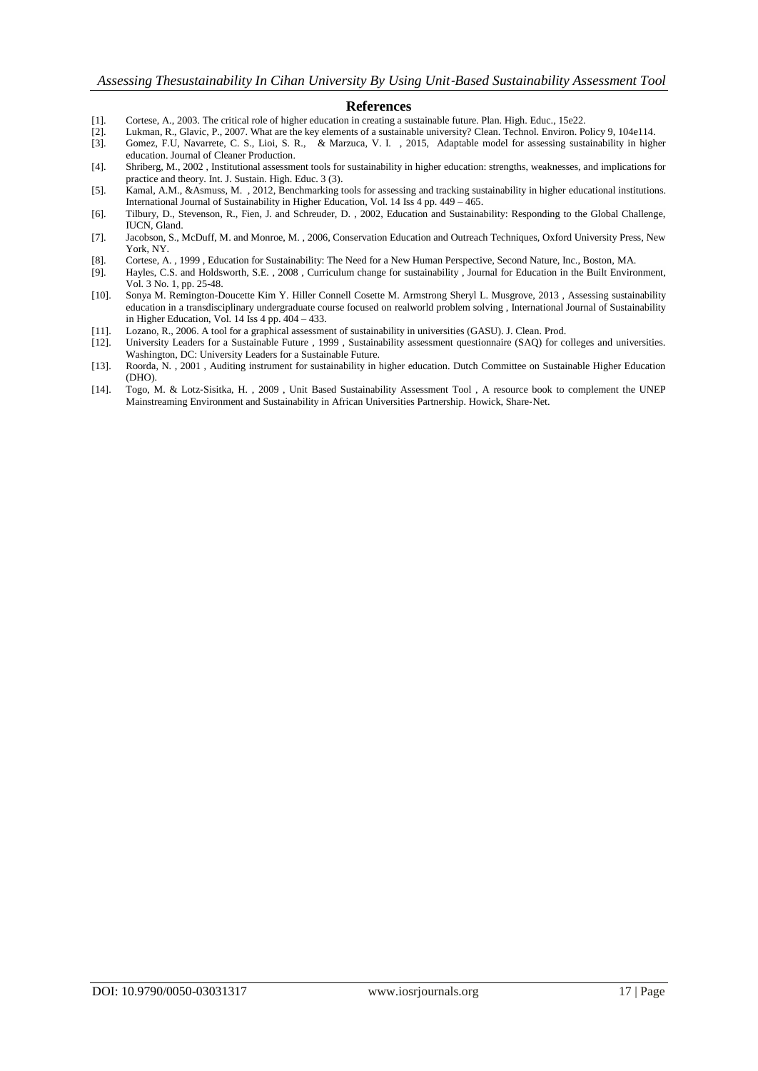## References

[1]. Cortese, A., 2003. The critical role of higher education in creating a sustainable future. Plan. High. Educ., 15e22.

[2]. Lukman, R., Glavic, P., 2007. What are the key elements of a sustainable university? Clean. Technol. Environ. Policy 9, 104e114.

[3]. Gomez, F.U, Navarrete, C. S., Lioi, S. R., & Marzuca, V. I. , 2015, Adaptable model for assessing sustainability in higher education. Journal of Cleaner Production.

[4]. Shriberg, M., 2002 , Institutional assessment tools for sustainability in higher education: strengths, weaknesses, and implications for practice and theory. Int. J. Sustain. High. Educ. 3 (3).

[5]. Kamal, A.M., &Asmuss, M. , 2012, Benchmarking tools for assessing and tracking sustainability in higher educational institutions. International Journal of Sustainability in Higher Education, Vol. 14 Iss 4 pp. 449 – 465.

[6]. Tilbury, D., Stevenson, R., Fien, J. and Schreuder, D. , 2002, Education and Sustainability: Responding to the Global Challenge, IUCN, Gland.

[7]. Jacobson, S., McDuff, M. and Monroe, M. , 2006, Conservation Education and Outreach Techniques, Oxford University Press, New York, NY.

[8]. Cortese, A. , 1999 , Education for Sustainability: The Need for a New Human Perspective, Second Nature, Inc., Boston, MA.

[9]. Hayles, C.S. and Holdsworth, S.E. , 2008 , Curriculum change for sustainability , Journal for Education in the Built Environment, Vol. 3 No. 1, pp. 25-48.

[10]. Sonya M. Remington-Doucette Kim Y. Hiller Connell Cosette M. Armstrong Sheryl L. Musgrove, 2013 , Assessing sustainability education in a transdisciplinary undergraduate course focused on realworld problem solving , International Journal of Sustainability in Higher Education, Vol. 14 Iss 4 pp. 404 – 433.

[11]. Lozano, R., 2006. A tool for a graphical assessment of sustainability in universities (GASU). J. Clean. Prod.

[12]. University Leaders for a Sustainable Future , 1999 , Sustainability assessment questionnaire (SAQ) for colleges and universities. Washington, DC: University Leaders for a Sustainable Future.

[13]. Roorda, N. , 2001 , Auditing instrument for sustainability in higher education. Dutch Committee on Sustainable Higher Education (DHO).

[14]. Togo, M. & Lotz-Sisitka, H. , 2009 , Unit Based Sustainability Assessment Tool , A resource book to complement the UNEP Mainstreaming Environment and Sustainability in African Universities Partnership. Howick, Share-Net.